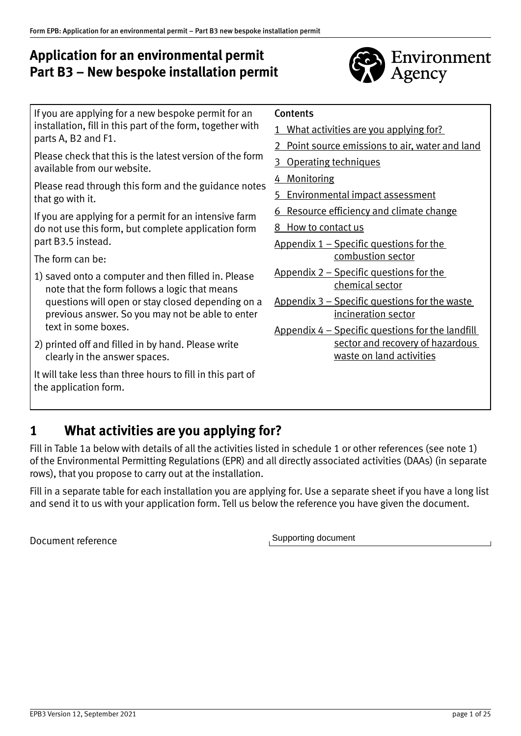# Application for an environmental permit
## Part B3 – New bespoke installation permit

If you are applying for a new bespoke permit for an installation, fill in this part of the form, together with parts A, B2 and F1.

Please check that this is the latest version of the form available from our website.

Please read through this form and the guidance notes that go with it.

If you are applying for a permit for an intensive farm do not use this form, but complete application form part B3.5 instead.

The form can be:

1) saved onto a computer and then filled in. Please note that the form follows a logic that means questions will open or stay closed depending on a previous answer. So you may not be able to enter text in some boxes.
2) printed off and filled in by hand. Please write clearly in the answer spaces.

It will take less than three hours to fill in this part of the application form.

**Contents**

1 What activities are you applying for?
2 Point source emissions to air, water and land
3 Operating techniques
4 Monitoring
5 Environmental impact assessment
6 Resource efficiency and climate change
8 How to contact us
Appendix 1 – Specific questions for the combustion sector
Appendix 2 – Specific questions for the chemical sector
Appendix 3 – Specific questions for the waste incineration sector
Appendix 4 – Specific questions for the landfill sector and recovery of hazardous waste on land activities

## 1 What activities are you applying for?

Fill in Table 1a below with details of all the activities listed in schedule 1 or other references (see note 1) of the Environmental Permitting Regulations (EPR) and all directly associated activities (DAAs) (in separate rows), that you propose to carry out at the installation.

Fill in a separate table for each installation you are applying for. Use a separate sheet if you have a long list and send it to us with your application form. Tell us below the reference you have given the document.

Document reference: Supporting document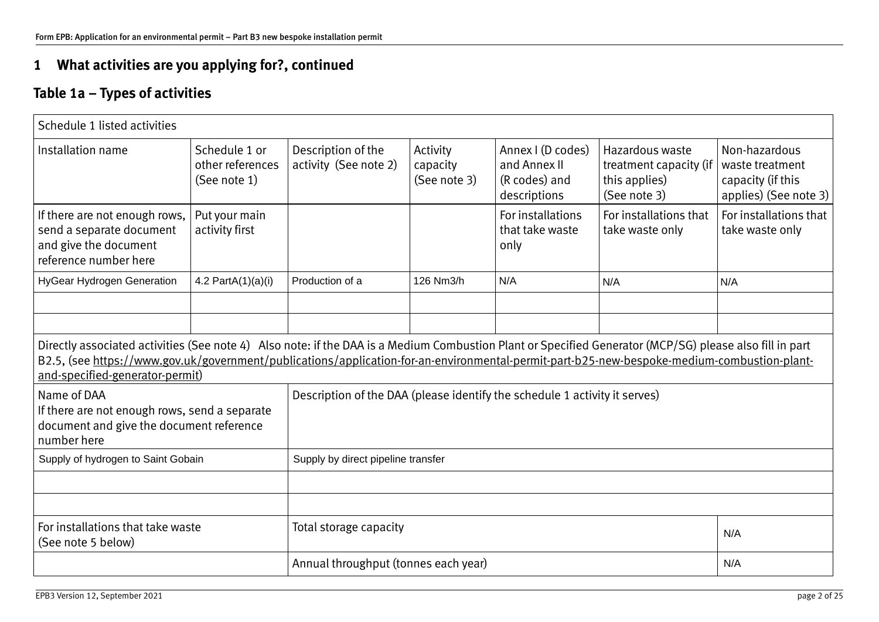## 1 What activities are you applying for?, continued

## Table 1a – Types of activities

| Schedule 1 listed activities | | | | | | |
|---|---|---|---|---|---|---|
| Installation name | Schedule 1 or other references (See note 1) | Description of the activity (See note 2) | Activity capacity (See note 3) | Annex I (D codes) and Annex II (R codes) and descriptions | Hazardous waste treatment capacity (if this applies) (See note 3) | Non-hazardous waste treatment capacity (if this applies) (See note 3) |
| If there are not enough rows, send a separate document and give the document reference number here | Put your main activity first | | | For installations that take waste only | For installations that take waste only | For installations that take waste only |
| HyGear Hydrogen Generation | 4.2 PartA(1)(a)(i) | Production of a | 126 Nm3/h | N/A | N/A | N/A |
| | | | | | | |
| | | | | | | |

Directly associated activities (See note 4) Also note: if the DAA is a Medium Combustion Plant or Specified Generator (MCP/SG) please also fill in part B2.5, (see https://www.gov.uk/government/publications/application-for-an-environmental-permit-part-b25-new-bespoke-medium-combustion-plant-and-specified-generator-permit)

| Name of DAA<br>If there are not enough rows, send a separate document and give the document reference number here | Description of the DAA (please identify the schedule 1 activity it serves) | |
|---|---|---|
| Supply of hydrogen to Saint Gobain | Supply by direct pipeline transfer | |
| | | |
| | | |
| For installations that take waste (See note 5 below) | Total storage capacity | N/A |
| | Annual throughput (tonnes each year) | N/A |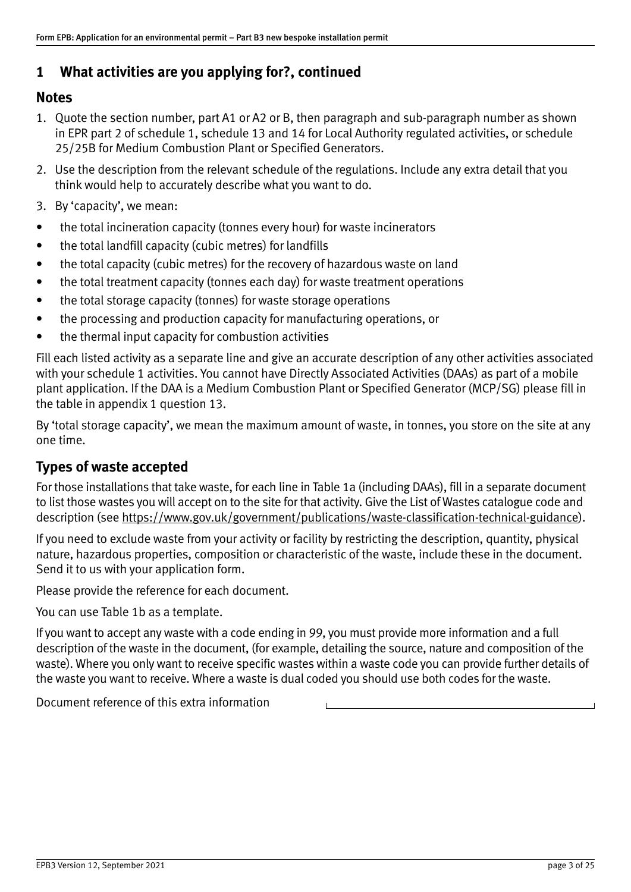## 1 What activities are you applying for?, continued

### Notes

1. Quote the section number, part A1 or A2 or B, then paragraph and sub-paragraph number as shown in EPR part 2 of schedule 1, schedule 13 and 14 for Local Authority regulated activities, or schedule 25/25B for Medium Combustion Plant or Specified Generators.
2. Use the description from the relevant schedule of the regulations. Include any extra detail that you think would help to accurately describe what you want to do.
3. By 'capacity', we mean:

- the total incineration capacity (tonnes every hour) for waste incinerators
- the total landfill capacity (cubic metres) for landfills
- the total capacity (cubic metres) for the recovery of hazardous waste on land
- the total treatment capacity (tonnes each day) for waste treatment operations
- the total storage capacity (tonnes) for waste storage operations
- the processing and production capacity for manufacturing operations, or
- the thermal input capacity for combustion activities

Fill each listed activity as a separate line and give an accurate description of any other activities associated with your schedule 1 activities. You cannot have Directly Associated Activities (DAAs) as part of a mobile plant application. If the DAA is a Medium Combustion Plant or Specified Generator (MCP/SG) please fill in the table in appendix 1 question 13.

By 'total storage capacity', we mean the maximum amount of waste, in tonnes, you store on the site at any one time.

### Types of waste accepted

For those installations that take waste, for each line in Table 1a (including DAAs), fill in a separate document to list those wastes you will accept on to the site for that activity. Give the List of Wastes catalogue code and description (see https://www.gov.uk/government/publications/waste-classification-technical-guidance).

If you need to exclude waste from your activity or facility by restricting the description, quantity, physical nature, hazardous properties, composition or characteristic of the waste, include these in the document. Send it to us with your application form.

Please provide the reference for each document.

You can use Table 1b as a template.

If you want to accept any waste with a code ending in 99, you must provide more information and a full description of the waste in the document, (for example, detailing the source, nature and composition of the waste). Where you only want to receive specific wastes within a waste code you can provide further details of the waste you want to receive. Where a waste is dual coded you should use both codes for the waste.

Document reference of this extra information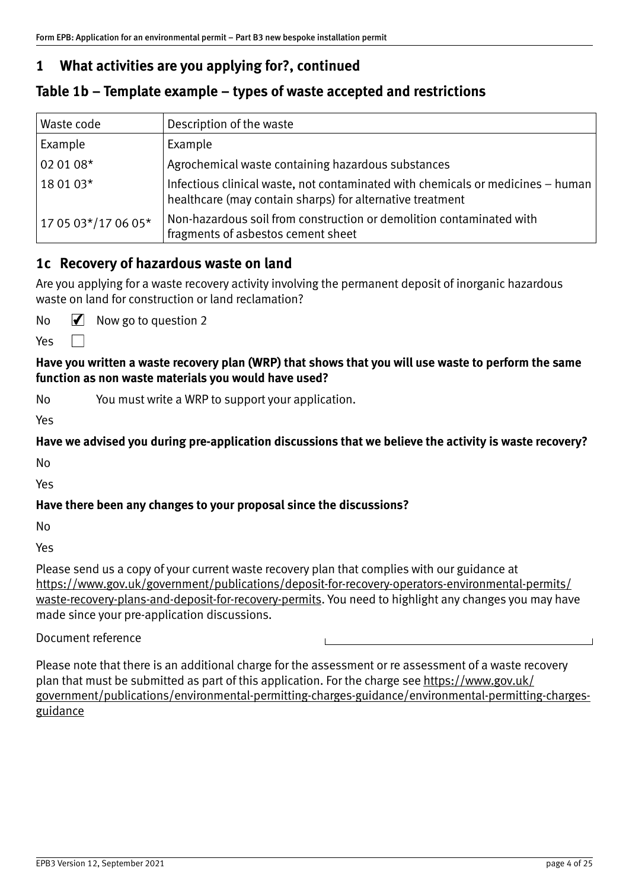## 1 What activities are you applying for?, continued

## Table 1b – Template example – types of waste accepted and restrictions

| Waste code | Description of the waste |
|---|---|
| Example | Example |
| 02 01 08* | Agrochemical waste containing hazardous substances |
| 18 01 03* | Infectious clinical waste, not contaminated with chemicals or medicines – human healthcare (may contain sharps) for alternative treatment |
| 17 05 03*/17 06 05* | Non-hazardous soil from construction or demolition contaminated with fragments of asbestos cement sheet |

## 1c Recovery of hazardous waste on land

Are you applying for a waste recovery activity involving the permanent deposit of inorganic hazardous waste on land for construction or land reclamation?

No ☑ Now go to question 2

Yes ☐

**Have you written a waste recovery plan (WRP) that shows that you will use waste to perform the same function as non waste materials you would have used?**

No You must write a WRP to support your application.

Yes

**Have we advised you during pre-application discussions that we believe the activity is waste recovery?**

No

Yes

**Have there been any changes to your proposal since the discussions?**

No

Yes

Please send us a copy of your current waste recovery plan that complies with our guidance at https://www.gov.uk/government/publications/deposit-for-recovery-operators-environmental-permits/waste-recovery-plans-and-deposit-for-recovery-permits. You need to highlight any changes you may have made since your pre-application discussions.

Document reference

Please note that there is an additional charge for the assessment or re assessment of a waste recovery plan that must be submitted as part of this application. For the charge see https://www.gov.uk/government/publications/environmental-permitting-charges-guidance/environmental-permitting-charges-guidance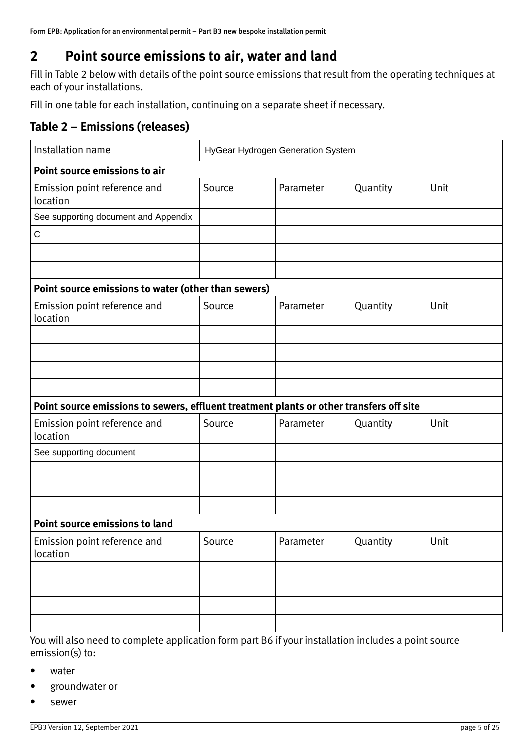## 2 Point source emissions to air, water and land

Fill in Table 2 below with details of the point source emissions that result from the operating techniques at each of your installations.

Fill in one table for each installation, continuing on a separate sheet if necessary.

### Table 2 – Emissions (releases)

| Installation name | HyGear Hydrogen Generation System | | | |
|---|---|---|---|---|
| **Point source emissions to air** | | | | |
| Emission point reference and location | Source | Parameter | Quantity | Unit |
| See supporting document and Appendix | | | | |
| C | | | | |
| | | | | |
| | | | | |
| **Point source emissions to water (other than sewers)** | | | | |
| Emission point reference and location | Source | Parameter | Quantity | Unit |
| | | | | |
| | | | | |
| | | | | |
| | | | | |
| **Point source emissions to sewers, effluent treatment plants or other transfers off site** | | | | |
| Emission point reference and location | Source | Parameter | Quantity | Unit |
| See supporting document | | | | |
| | | | | |
| | | | | |
| | | | | |
| **Point source emissions to land** | | | | |
| Emission point reference and location | Source | Parameter | Quantity | Unit |
| | | | | |
| | | | | |
| | | | | |
| | | | | |

You will also need to complete application form part B6 if your installation includes a point source emission(s) to:

- water
- groundwater or
- sewer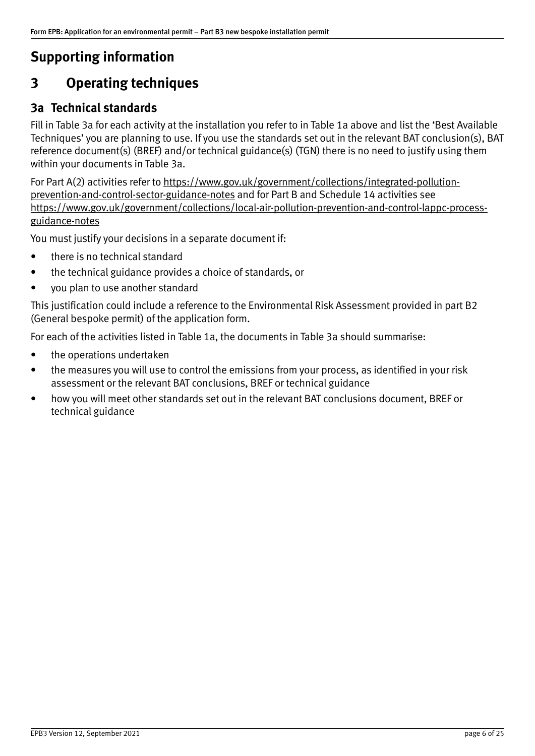## Supporting information

## 3 Operating techniques

### 3a Technical standards

Fill in Table 3a for each activity at the installation you refer to in Table 1a above and list the 'Best Available Techniques' you are planning to use. If you use the standards set out in the relevant BAT conclusion(s), BAT reference document(s) (BREF) and/or technical guidance(s) (TGN) there is no need to justify using them within your documents in Table 3a.

For Part A(2) activities refer to https://www.gov.uk/government/collections/integrated-pollution-prevention-and-control-sector-guidance-notes and for Part B and Schedule 14 activities see https://www.gov.uk/government/collections/local-air-pollution-prevention-and-control-lappc-process-guidance-notes

You must justify your decisions in a separate document if:

- there is no technical standard
- the technical guidance provides a choice of standards, or
- you plan to use another standard

This justification could include a reference to the Environmental Risk Assessment provided in part B2 (General bespoke permit) of the application form.

For each of the activities listed in Table 1a, the documents in Table 3a should summarise:

- the operations undertaken
- the measures you will use to control the emissions from your process, as identified in your risk assessment or the relevant BAT conclusions, BREF or technical guidance
- how you will meet other standards set out in the relevant BAT conclusions document, BREF or technical guidance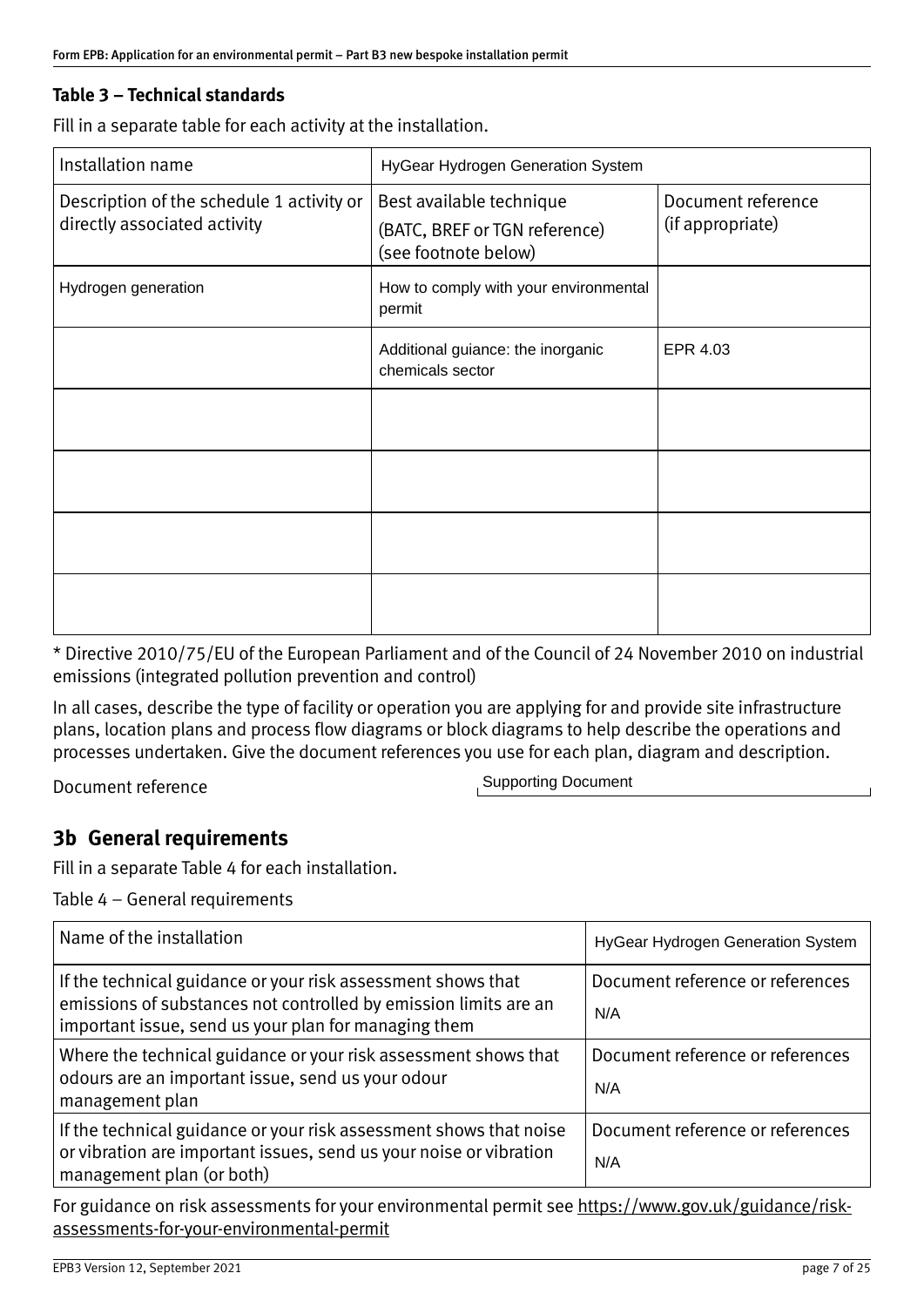### Table 3 – Technical standards

Fill in a separate table for each activity at the installation.

| Installation name | HyGear Hydrogen Generation System | |
|---|---|---|
| Description of the schedule 1 activity or directly associated activity | Best available technique (BATC, BREF or TGN reference) (see footnote below) | Document reference (if appropriate) |
| Hydrogen generation | How to comply with your environmental permit | |
| | Additional guiance: the inorganic chemicals sector | EPR 4.03 |
| | | |
| | | |
| | | |
| | | |

* Directive 2010/75/EU of the European Parliament and of the Council of 24 November 2010 on industrial emissions (integrated pollution prevention and control)

In all cases, describe the type of facility or operation you are applying for and provide site infrastructure plans, location plans and process flow diagrams or block diagrams to help describe the operations and processes undertaken. Give the document references you use for each plan, diagram and description.

Document reference: Supporting Document

## 3b General requirements

Fill in a separate Table 4 for each installation.

Table 4 – General requirements

| Name of the installation | HyGear Hydrogen Generation System |
|---|---|
| If the technical guidance or your risk assessment shows that emissions of substances not controlled by emission limits are an important issue, send us your plan for managing them | Document reference or references N/A |
| Where the technical guidance or your risk assessment shows that odours are an important issue, send us your odour management plan | Document reference or references N/A |
| If the technical guidance or your risk assessment shows that noise or vibration are important issues, send us your noise or vibration management plan (or both) | Document reference or references N/A |

For guidance on risk assessments for your environmental permit see https://www.gov.uk/guidance/risk-assessments-for-your-environmental-permit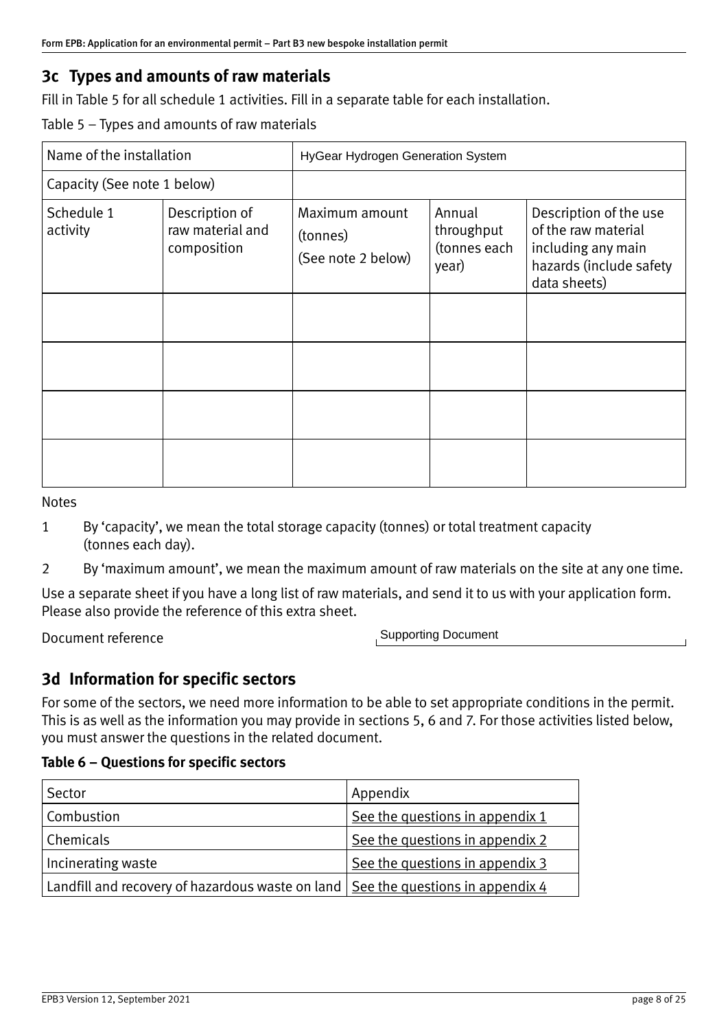## 3c Types and amounts of raw materials

Fill in Table 5 for all schedule 1 activities. Fill in a separate table for each installation.

Table 5 – Types and amounts of raw materials

| Name of the installation | | HyGear Hydrogen Generation System | | |
|---|---|---|---|---|
| Capacity (See note 1 below) | | | | |
| Schedule 1 activity | Description of raw material and composition | Maximum amount (tonnes) (See note 2 below) | Annual throughput (tonnes each year) | Description of the use of the raw material including any main hazards (include safety data sheets) |
| | | | | |
| | | | | |
| | | | | |
| | | | | |

Notes

1 By 'capacity', we mean the total storage capacity (tonnes) or total treatment capacity (tonnes each day).

2 By 'maximum amount', we mean the maximum amount of raw materials on the site at any one time.

Use a separate sheet if you have a long list of raw materials, and send it to us with your application form. Please also provide the reference of this extra sheet.

Document reference: Supporting Document

## 3d Information for specific sectors

For some of the sectors, we need more information to be able to set appropriate conditions in the permit. This is as well as the information you may provide in sections 5, 6 and 7. For those activities listed below, you must answer the questions in the related document.

**Table 6 – Questions for specific sectors**

| Sector | Appendix |
|---|---|
| Combustion | See the questions in appendix 1 |
| Chemicals | See the questions in appendix 2 |
| Incinerating waste | See the questions in appendix 3 |
| Landfill and recovery of hazardous waste on land | See the questions in appendix 4 |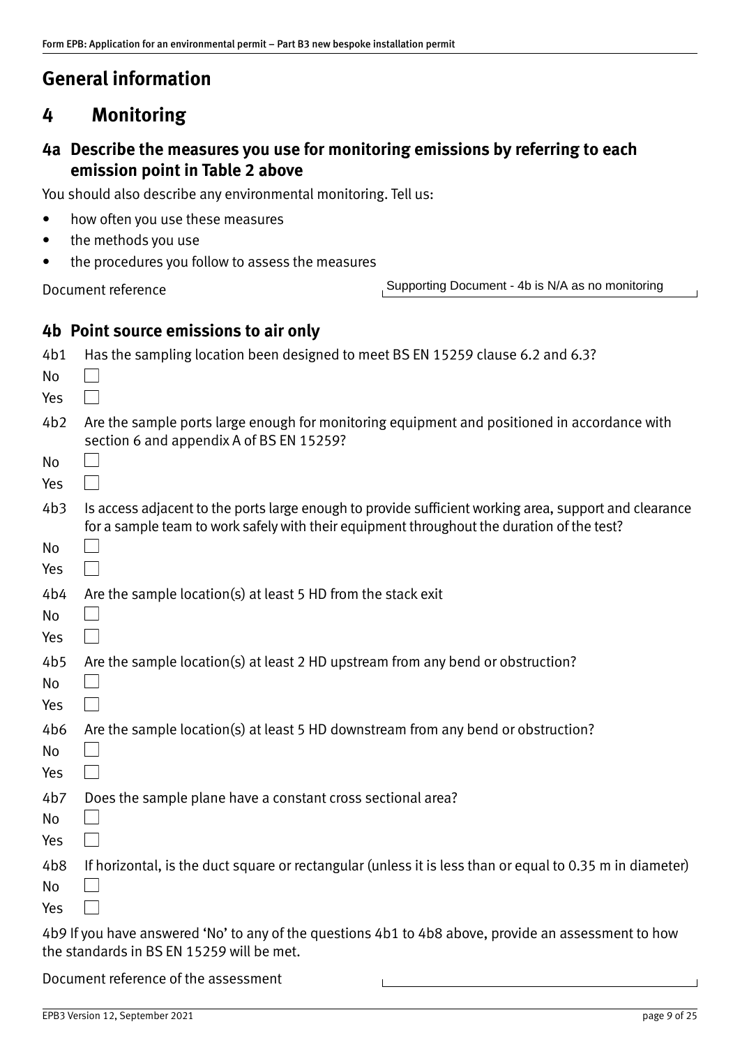# General information

## 4 Monitoring

### 4a Describe the measures you use for monitoring emissions by referring to each emission point in Table 2 above

You should also describe any environmental monitoring. Tell us:

- how often you use these measures
- the methods you use
- the procedures you follow to assess the measures

Document reference: Supporting Document - 4b is N/A as no monitoring

### 4b Point source emissions to air only

4b1 Has the sampling location been designed to meet BS EN 15259 clause 6.2 and 6.3?

No ☐

Yes ☐

4b2 Are the sample ports large enough for monitoring equipment and positioned in accordance with section 6 and appendix A of BS EN 15259?

No ☐

Yes ☐

4b3 Is access adjacent to the ports large enough to provide sufficient working area, support and clearance for a sample team to work safely with their equipment throughout the duration of the test?

No ☐

Yes ☐

4b4 Are the sample location(s) at least 5 HD from the stack exit

No ☐

Yes ☐

4b5 Are the sample location(s) at least 2 HD upstream from any bend or obstruction?

No ☐

Yes ☐

4b6 Are the sample location(s) at least 5 HD downstream from any bend or obstruction?

No ☐

Yes ☐

4b7 Does the sample plane have a constant cross sectional area?

No ☐

Yes ☐

4b8 If horizontal, is the duct square or rectangular (unless it is less than or equal to 0.35 m in diameter)

No ☐

Yes ☐

4b9 If you have answered 'No' to any of the questions 4b1 to 4b8 above, provide an assessment to how the standards in BS EN 15259 will be met.

Document reference of the assessment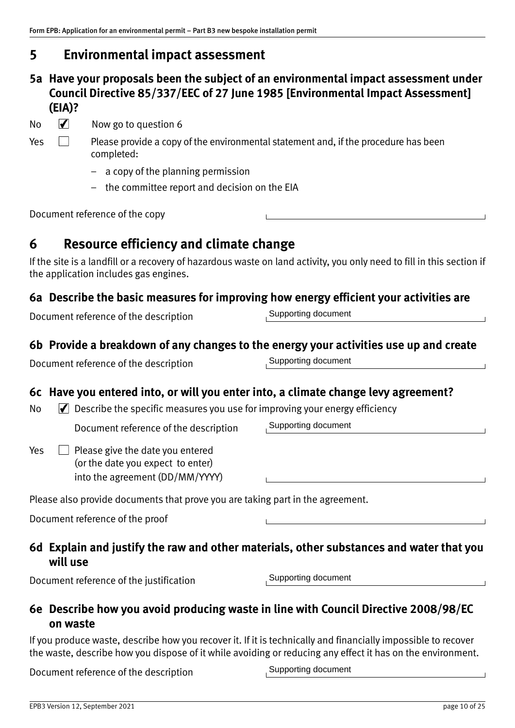## 5 Environmental impact assessment

### 5a Have your proposals been the subject of an environmental impact assessment under Council Directive 85/337/EEC of 27 June 1985 [Environmental Impact Assessment] (EIA)?

No ☑ Now go to question 6

Yes ☐ Please provide a copy of the environmental statement and, if the procedure has been completed:

- a copy of the planning permission
- the committee report and decision on the EIA

Document reference of the copy

## 6 Resource efficiency and climate change

If the site is a landfill or a recovery of hazardous waste on land activity, you only need to fill in this section if the application includes gas engines.

### 6a Describe the basic measures for improving how energy efficient your activities are

Document reference of the description: Supporting document

### 6b Provide a breakdown of any changes to the energy your activities use up and create

Document reference of the description: Supporting document

### 6c Have you entered into, or will you enter into, a climate change levy agreement?

No ☑ Describe the specific measures you use for improving your energy efficiency

Document reference of the description: Supporting document

Yes ☐ Please give the date you entered (or the date you expect to enter) into the agreement (DD/MM/YYYY)

Please also provide documents that prove you are taking part in the agreement.

Document reference of the proof

### 6d Explain and justify the raw and other materials, other substances and water that you will use

Document reference of the justification: Supporting document

### 6e Describe how you avoid producing waste in line with Council Directive 2008/98/EC on waste

If you produce waste, describe how you recover it. If it is technically and financially impossible to recover the waste, describe how you dispose of it while avoiding or reducing any effect it has on the environment.

Document reference of the description: Supporting document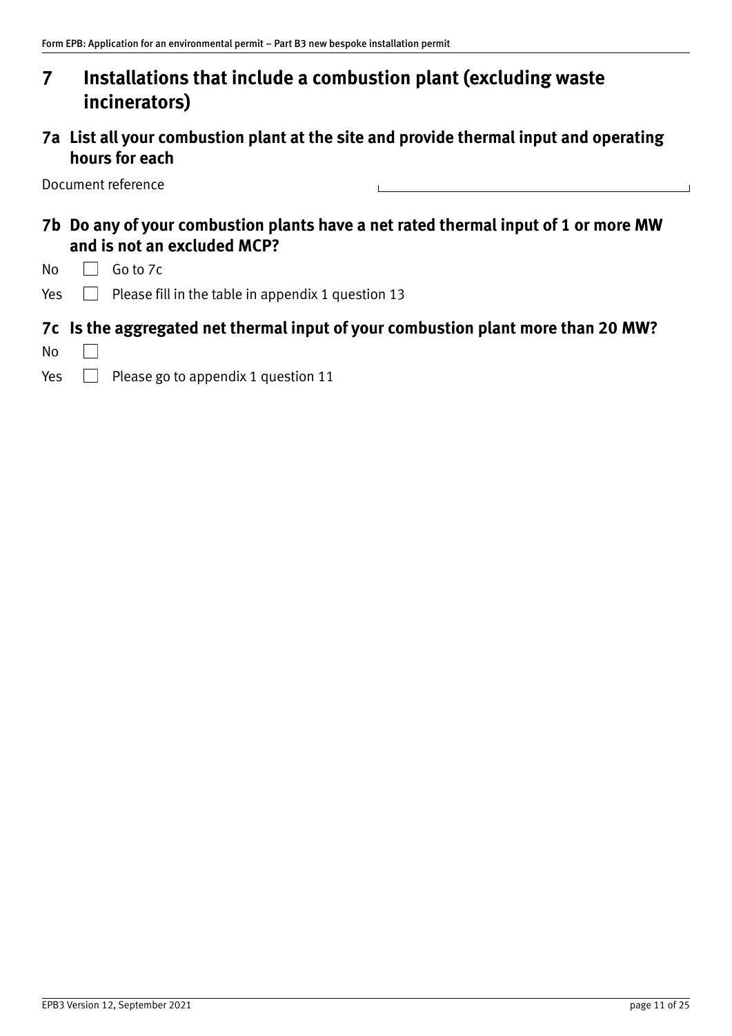# 7 Installations that include a combustion plant (excluding waste incinerators)

## 7a List all your combustion plant at the site and provide thermal input and operating hours for each

Document reference

## 7b Do any of your combustion plants have a net rated thermal input of 1 or more MW and is not an excluded MCP?

No ☐ Go to 7c

Yes ☐ Please fill in the table in appendix 1 question 13

## 7c Is the aggregated net thermal input of your combustion plant more than 20 MW?

No ☐

Yes ☐ Please go to appendix 1 question 11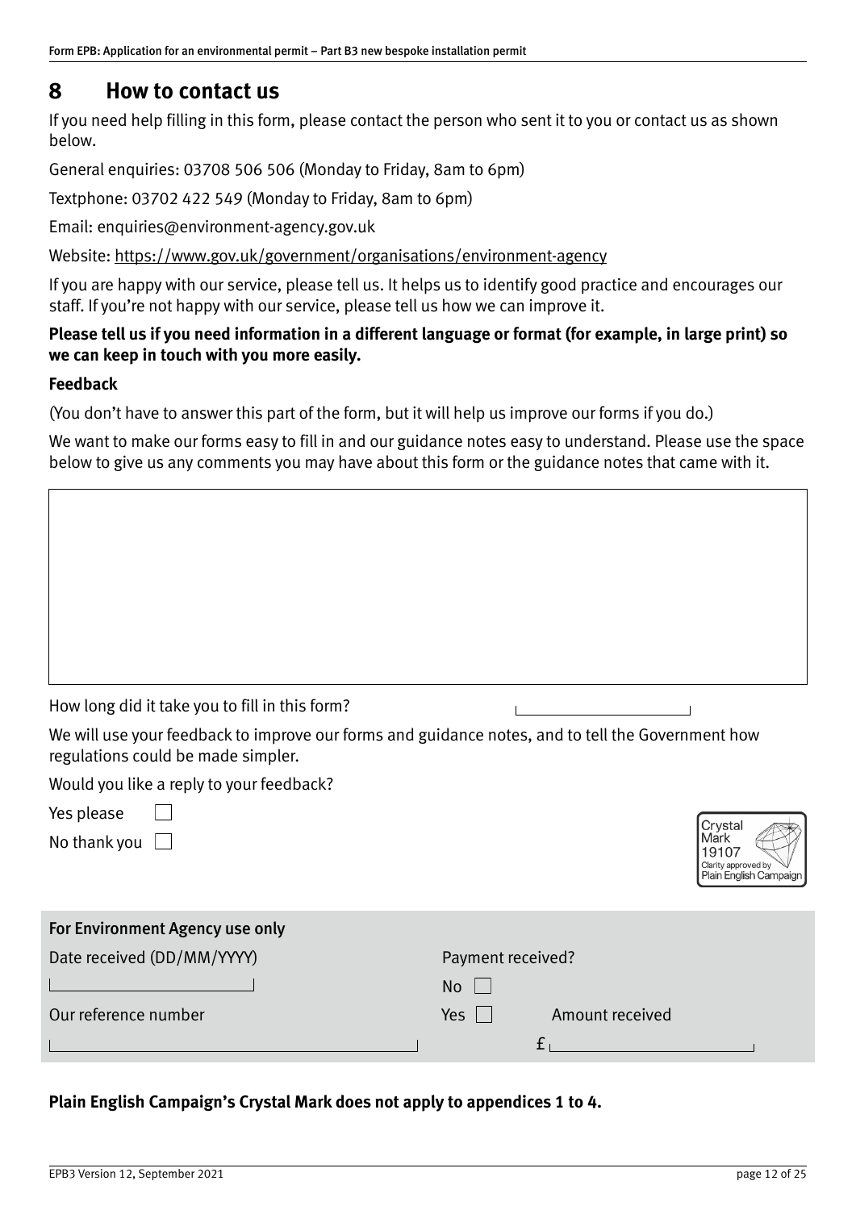## 8 How to contact us

If you need help filling in this form, please contact the person who sent it to you or contact us as shown below.

General enquiries: 03708 506 506 (Monday to Friday, 8am to 6pm)

Textphone: 03702 422 549 (Monday to Friday, 8am to 6pm)

Email: enquiries@environment-agency.gov.uk

Website: https://www.gov.uk/government/organisations/environment-agency

If you are happy with our service, please tell us. It helps us to identify good practice and encourages our staff. If you're not happy with our service, please tell us how we can improve it.

**Please tell us if you need information in a different language or format (for example, in large print) so we can keep in touch with you more easily.**

**Feedback**

(You don't have to answer this part of the form, but it will help us improve our forms if you do.)

We want to make our forms easy to fill in and our guidance notes easy to understand. Please use the space below to give us any comments you may have about this form or the guidance notes that came with it.

How long did it take you to fill in this form? ____________

We will use your feedback to improve our forms and guidance notes, and to tell the Government how regulations could be made simpler.

Would you like a reply to your feedback?

Yes please ☐

No thank you ☐

Crystal Mark 19107 Clarity approved by Plain English Campaign

| For Environment Agency use only | |
|---|---|
| Date received (DD/MM/YYYY) | Payment received? |
| ____________ | No ☐ |
| Our reference number | Yes ☐ Amount received |
| ____________ | £ ____________ |

**Plain English Campaign's Crystal Mark does not apply to appendices 1 to 4.**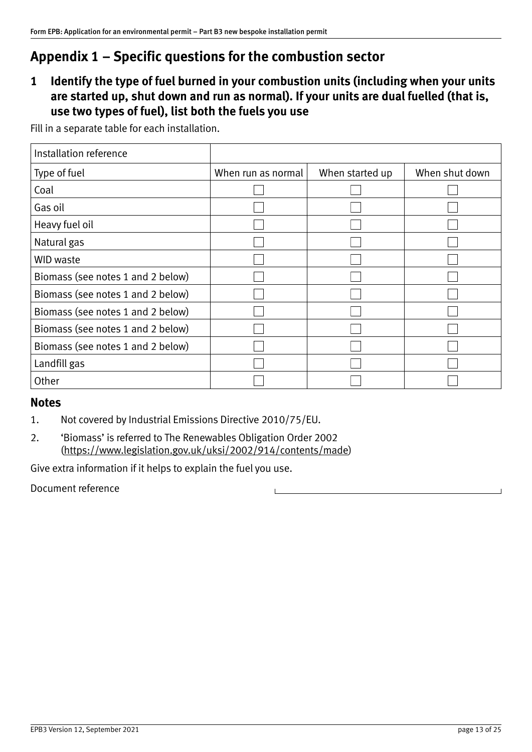## Appendix 1 – Specific questions for the combustion sector

### 1 Identify the type of fuel burned in your combustion units (including when your units are started up, shut down and run as normal). If your units are dual fuelled (that is, use two types of fuel), list both the fuels you use

Fill in a separate table for each installation.

| Installation reference | | | |
|---|---|---|---|
| Type of fuel | When run as normal | When started up | When shut down |
| Coal | ☐ | ☐ | ☐ |
| Gas oil | ☐ | ☐ | ☐ |
| Heavy fuel oil | ☐ | ☐ | ☐ |
| Natural gas | ☐ | ☐ | ☐ |
| WID waste | ☐ | ☐ | ☐ |
| Biomass (see notes 1 and 2 below) | ☐ | ☐ | ☐ |
| Biomass (see notes 1 and 2 below) | ☐ | ☐ | ☐ |
| Biomass (see notes 1 and 2 below) | ☐ | ☐ | ☐ |
| Biomass (see notes 1 and 2 below) | ☐ | ☐ | ☐ |
| Biomass (see notes 1 and 2 below) | ☐ | ☐ | ☐ |
| Landfill gas | ☐ | ☐ | ☐ |
| Other | ☐ | ☐ | ☐ |

### Notes

1. Not covered by Industrial Emissions Directive 2010/75/EU.
2. 'Biomass' is referred to The Renewables Obligation Order 2002 (https://www.legislation.gov.uk/uksi/2002/914/contents/made)

Give extra information if it helps to explain the fuel you use.

Document reference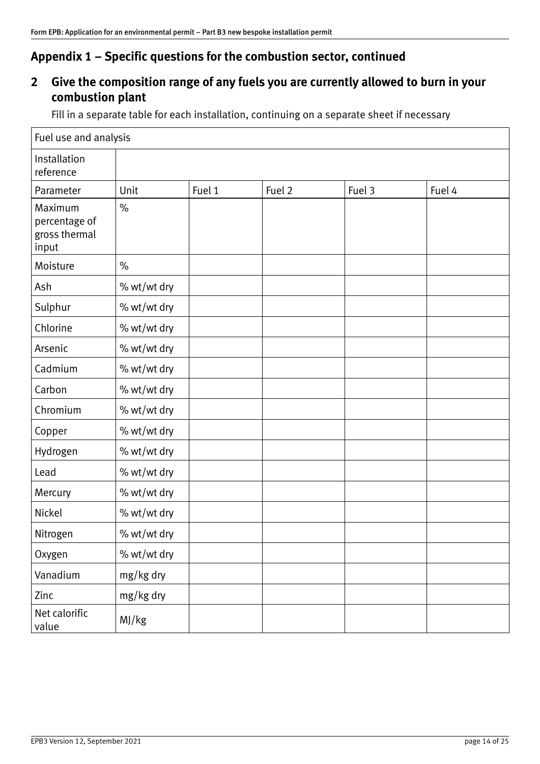## Appendix 1 – Specific questions for the combustion sector, continued

### 2 Give the composition range of any fuels you are currently allowed to burn in your combustion plant

Fill in a separate table for each installation, continuing on a separate sheet if necessary

| Fuel use and analysis | | | | | |
|---|---|---|---|---|---|
| Installation reference | | | | | |
| Parameter | Unit | Fuel 1 | Fuel 2 | Fuel 3 | Fuel 4 |
| Maximum percentage of gross thermal input | % | | | | |
| Moisture | % | | | | |
| Ash | % wt/wt dry | | | | |
| Sulphur | % wt/wt dry | | | | |
| Chlorine | % wt/wt dry | | | | |
| Arsenic | % wt/wt dry | | | | |
| Cadmium | % wt/wt dry | | | | |
| Carbon | % wt/wt dry | | | | |
| Chromium | % wt/wt dry | | | | |
| Copper | % wt/wt dry | | | | |
| Hydrogen | % wt/wt dry | | | | |
| Lead | % wt/wt dry | | | | |
| Mercury | % wt/wt dry | | | | |
| Nickel | % wt/wt dry | | | | |
| Nitrogen | % wt/wt dry | | | | |
| Oxygen | % wt/wt dry | | | | |
| Vanadium | mg/kg dry | | | | |
| Zinc | mg/kg dry | | | | |
| Net calorific value | MJ/kg | | | | |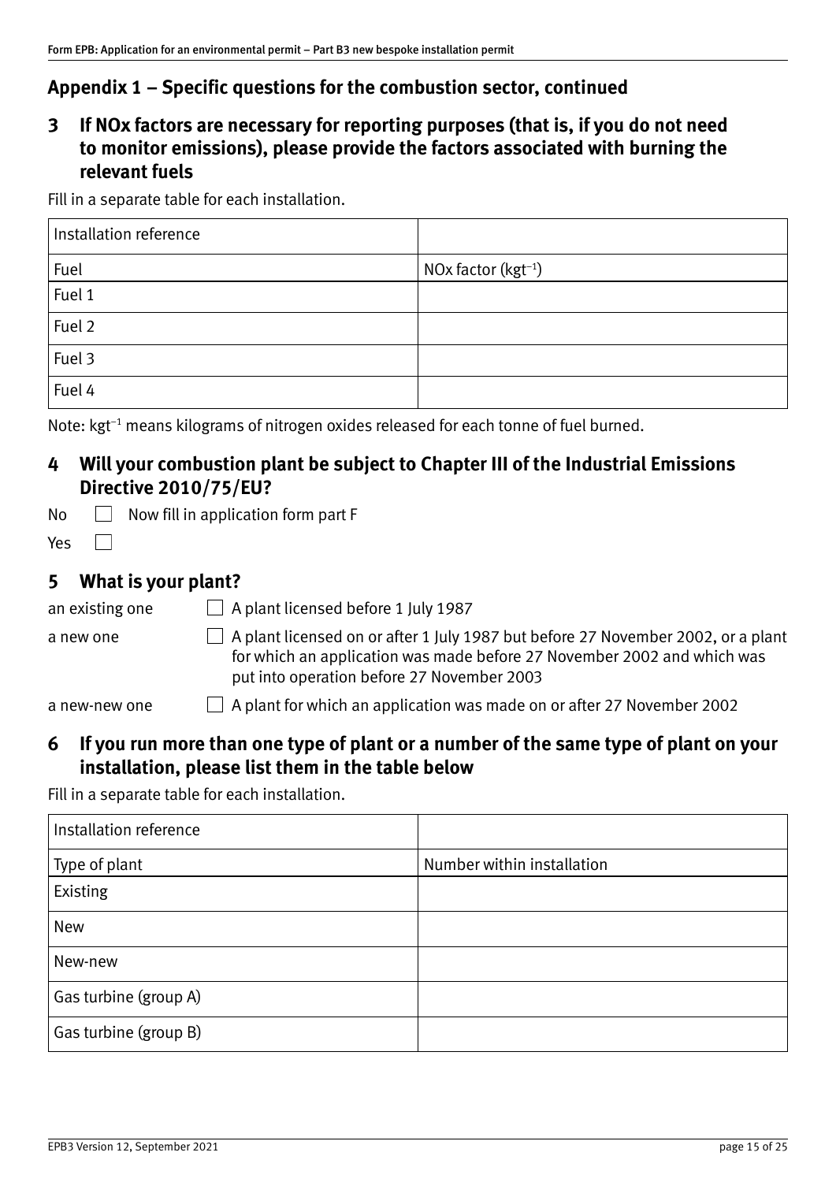## Appendix 1 – Specific questions for the combustion sector, continued

### 3 If NOx factors are necessary for reporting purposes (that is, if you do not need to monitor emissions), please provide the factors associated with burning the relevant fuels

Fill in a separate table for each installation.

| Installation reference | |
|---|---|
| Fuel | NOx factor ($kgt^{-1}$) |
| Fuel 1 | |
| Fuel 2 | |
| Fuel 3 | |
| Fuel 4 | |

Note: $kgt^{-1}$ means kilograms of nitrogen oxides released for each tonne of fuel burned.

### 4 Will your combustion plant be subject to Chapter III of the Industrial Emissions Directive 2010/75/EU?

No ☐ Now fill in application form part F

Yes ☐

### 5 What is your plant?

an existing one ☐ A plant licensed before 1 July 1987

a new one ☐ A plant licensed on or after 1 July 1987 but before 27 November 2002, or a plant for which an application was made before 27 November 2002 and which was put into operation before 27 November 2003

a new-new one ☐ A plant for which an application was made on or after 27 November 2002

### 6 If you run more than one type of plant or a number of the same type of plant on your installation, please list them in the table below

Fill in a separate table for each installation.

| Installation reference | |
|---|---|
| Type of plant | Number within installation |
| Existing | |
| New | |
| New-new | |
| Gas turbine (group A) | |
| Gas turbine (group B) | |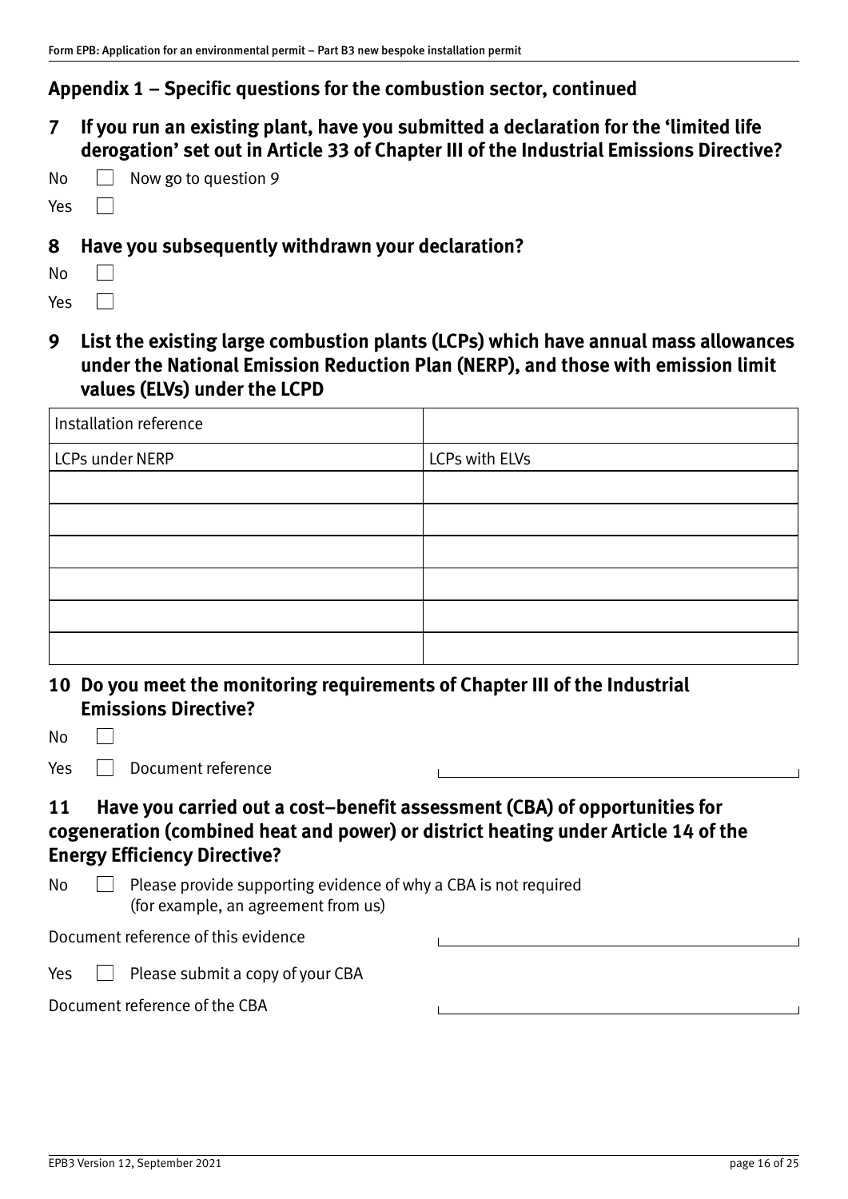## Appendix 1 – Specific questions for the combustion sector, continued

### 7 If you run an existing plant, have you submitted a declaration for the 'limited life derogation' set out in Article 33 of Chapter III of the Industrial Emissions Directive?

No ☐ Now go to question 9

Yes ☐

### 8 Have you subsequently withdrawn your declaration?

No ☐

Yes ☐

### 9 List the existing large combustion plants (LCPs) which have annual mass allowances under the National Emission Reduction Plan (NERP), and those with emission limit values (ELVs) under the LCPD

| Installation reference | |
|---|---|
| LCPs under NERP | LCPs with ELVs |
| | |
| | |
| | |
| | |
| | |
| | |

### 10 Do you meet the monitoring requirements of Chapter III of the Industrial Emissions Directive?

No ☐

Yes ☐ Document reference

### 11 Have you carried out a cost–benefit assessment (CBA) of opportunities for cogeneration (combined heat and power) or district heating under Article 14 of the Energy Efficiency Directive?

No ☐ Please provide supporting evidence of why a CBA is not required (for example, an agreement from us)

Document reference of this evidence

Yes ☐ Please submit a copy of your CBA

Document reference of the CBA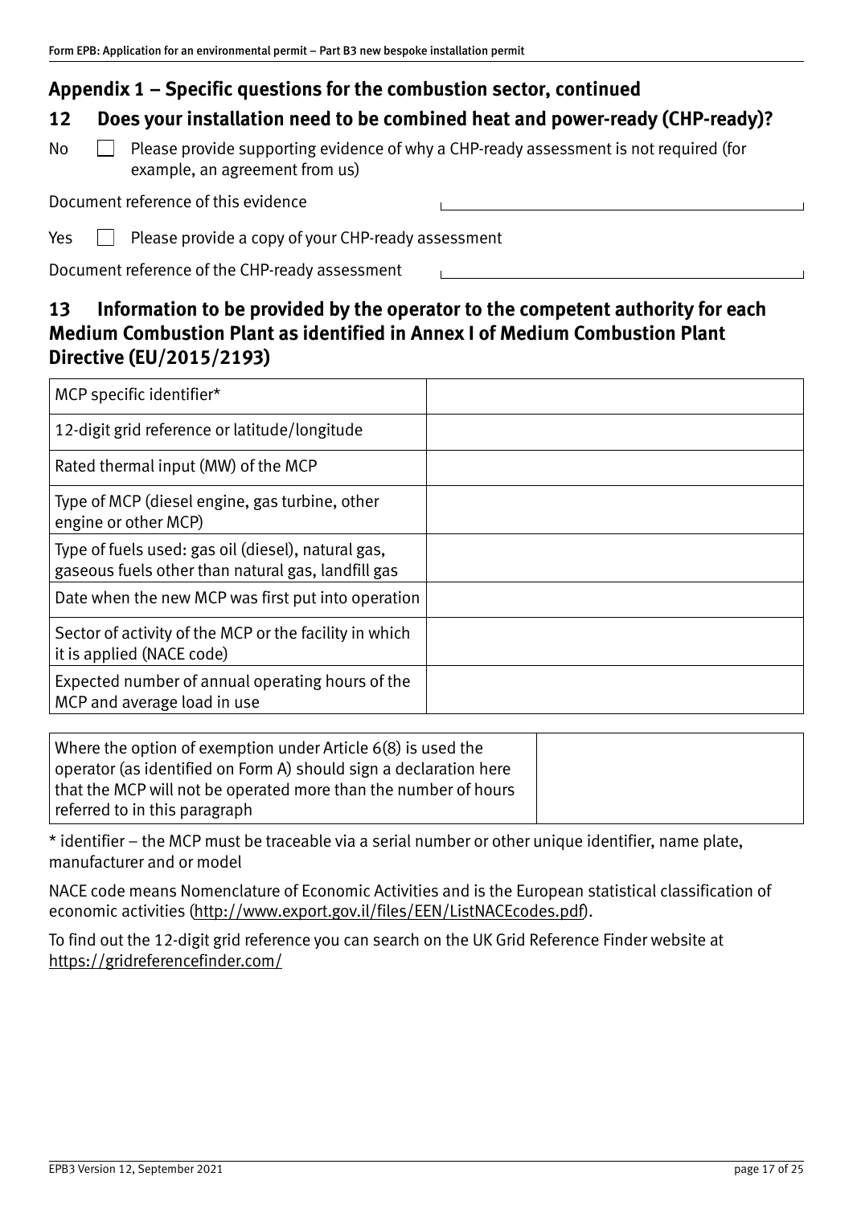## Appendix 1 – Specific questions for the combustion sector, continued

### 12 Does your installation need to be combined heat and power-ready (CHP-ready)?

No ☐ Please provide supporting evidence of why a CHP-ready assessment is not required (for example, an agreement from us)

Document reference of this evidence

Yes ☐ Please provide a copy of your CHP-ready assessment

Document reference of the CHP-ready assessment

### 13 Information to be provided by the operator to the competent authority for each Medium Combustion Plant as identified in Annex I of Medium Combustion Plant Directive (EU/2015/2193)

| | |
|---|---|
| MCP specific identifier* | |
| 12-digit grid reference or latitude/longitude | |
| Rated thermal input (MW) of the MCP | |
| Type of MCP (diesel engine, gas turbine, other engine or other MCP) | |
| Type of fuels used: gas oil (diesel), natural gas, gaseous fuels other than natural gas, landfill gas | |
| Date when the new MCP was first put into operation | |
| Sector of activity of the MCP or the facility in which it is applied (NACE code) | |
| Expected number of annual operating hours of the MCP and average load in use | |

| | |
|---|---|
| Where the option of exemption under Article 6(8) is used the operator (as identified on Form A) should sign a declaration here that the MCP will not be operated more than the number of hours referred to in this paragraph | |

* identifier – the MCP must be traceable via a serial number or other unique identifier, name plate, manufacturer and or model

NACE code means Nomenclature of Economic Activities and is the European statistical classification of economic activities (http://www.export.gov.il/files/EEN/ListNACEcodes.pdf).

To find out the 12-digit grid reference you can search on the UK Grid Reference Finder website at https://gridreferencefinder.com/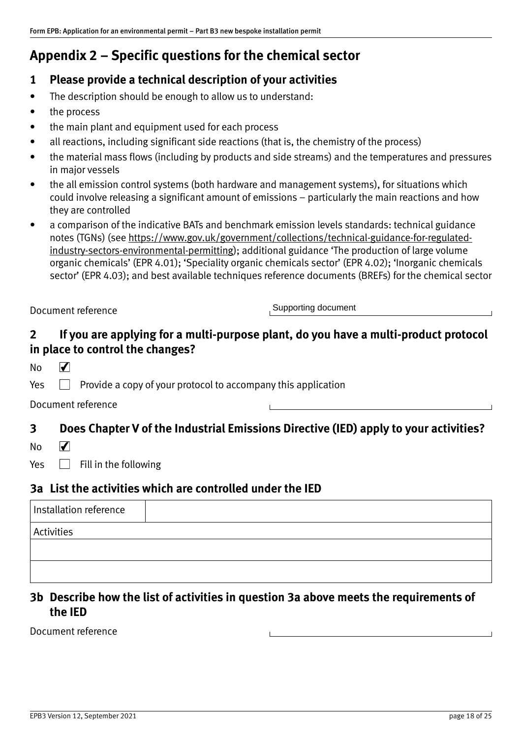## Appendix 2 – Specific questions for the chemical sector

### 1 Please provide a technical description of your activities

- The description should be enough to allow us to understand:
- the process
- the main plant and equipment used for each process
- all reactions, including significant side reactions (that is, the chemistry of the process)
- the material mass flows (including by products and side streams) and the temperatures and pressures in major vessels
- the all emission control systems (both hardware and management systems), for situations which could involve releasing a significant amount of emissions – particularly the main reactions and how they are controlled
- a comparison of the indicative BATs and benchmark emission levels standards: technical guidance notes (TGNs) (see https://www.gov.uk/government/collections/technical-guidance-for-regulated-industry-sectors-environmental-permitting); additional guidance 'The production of large volume organic chemicals' (EPR 4.01); 'Speciality organic chemicals sector' (EPR 4.02); 'Inorganic chemicals sector' (EPR 4.03); and best available techniques reference documents (BREFs) for the chemical sector

Document reference: Supporting document

### 2 If you are applying for a multi-purpose plant, do you have a multi-product protocol in place to control the changes?

No ☑

Yes ☐ Provide a copy of your protocol to accompany this application

Document reference:

### 3 Does Chapter V of the Industrial Emissions Directive (IED) apply to your activities?

No ☑

Yes ☐ Fill in the following

### 3a List the activities which are controlled under the IED

| Installation reference | |
|---|---|
| Activities | |
| | |
| | |

### 3b Describe how the list of activities in question 3a above meets the requirements of the IED

Document reference: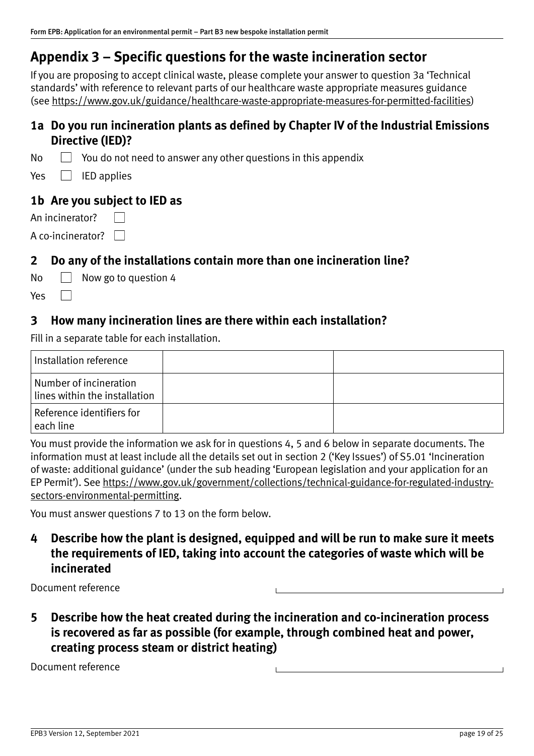## Appendix 3 – Specific questions for the waste incineration sector

If you are proposing to accept clinical waste, please complete your answer to question 3a 'Technical standards' with reference to relevant parts of our healthcare waste appropriate measures guidance (see https://www.gov.uk/guidance/healthcare-waste-appropriate-measures-for-permitted-facilities)

### 1a Do you run incineration plants as defined by Chapter IV of the Industrial Emissions Directive (IED)?

No ☐ You do not need to answer any other questions in this appendix

Yes ☐ IED applies

### 1b Are you subject to IED as

An incinerator? ☐

A co-incinerator? ☐

### 2 Do any of the installations contain more than one incineration line?

No ☐ Now go to question 4

Yes ☐

### 3 How many incineration lines are there within each installation?

Fill in a separate table for each installation.

| Installation reference | | |
|---|---|---|
| Number of incineration lines within the installation | | |
| Reference identifiers for each line | | |

You must provide the information we ask for in questions 4, 5 and 6 below in separate documents. The information must at least include all the details set out in section 2 ('Key Issues') of S5.01 'Incineration of waste: additional guidance' (under the sub heading 'European legislation and your application for an EP Permit'). See https://www.gov.uk/government/collections/technical-guidance-for-regulated-industry-sectors-environmental-permitting.

You must answer questions 7 to 13 on the form below.

### 4 Describe how the plant is designed, equipped and will be run to make sure it meets the requirements of IED, taking into account the categories of waste which will be incinerated

Document reference ______________________

### 5 Describe how the heat created during the incineration and co-incineration process is recovered as far as possible (for example, through combined heat and power, creating process steam or district heating)

Document reference ______________________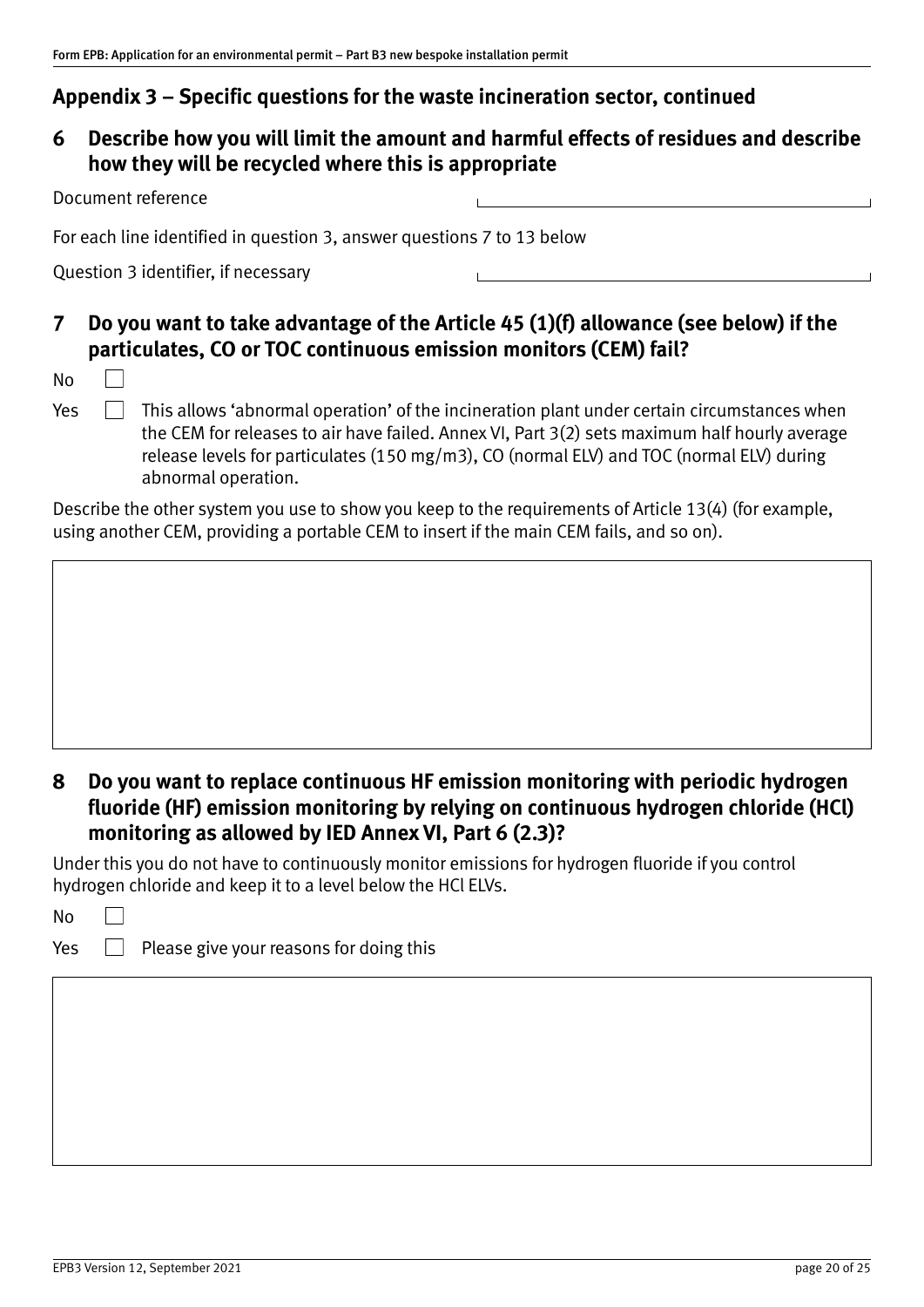## Appendix 3 – Specific questions for the waste incineration sector, continued

### 6 Describe how you will limit the amount and harmful effects of residues and describe how they will be recycled where this is appropriate

Document reference

For each line identified in question 3, answer questions 7 to 13 below

Question 3 identifier, if necessary

### 7 Do you want to take advantage of the Article 45 (1)(f) allowance (see below) if the particulates, CO or TOC continuous emission monitors (CEM) fail?

No ☐

Yes ☐ This allows 'abnormal operation' of the incineration plant under certain circumstances when the CEM for releases to air have failed. Annex VI, Part 3(2) sets maximum half hourly average release levels for particulates (150 mg/m3), CO (normal ELV) and TOC (normal ELV) during abnormal operation.

Describe the other system you use to show you keep to the requirements of Article 13(4) (for example, using another CEM, providing a portable CEM to insert if the main CEM fails, and so on).

### 8 Do you want to replace continuous HF emission monitoring with periodic hydrogen fluoride (HF) emission monitoring by relying on continuous hydrogen chloride (HCl) monitoring as allowed by IED Annex VI, Part 6 (2.3)?

Under this you do not have to continuously monitor emissions for hydrogen fluoride if you control hydrogen chloride and keep it to a level below the HCl ELVs.

No ☐

Yes ☐ Please give your reasons for doing this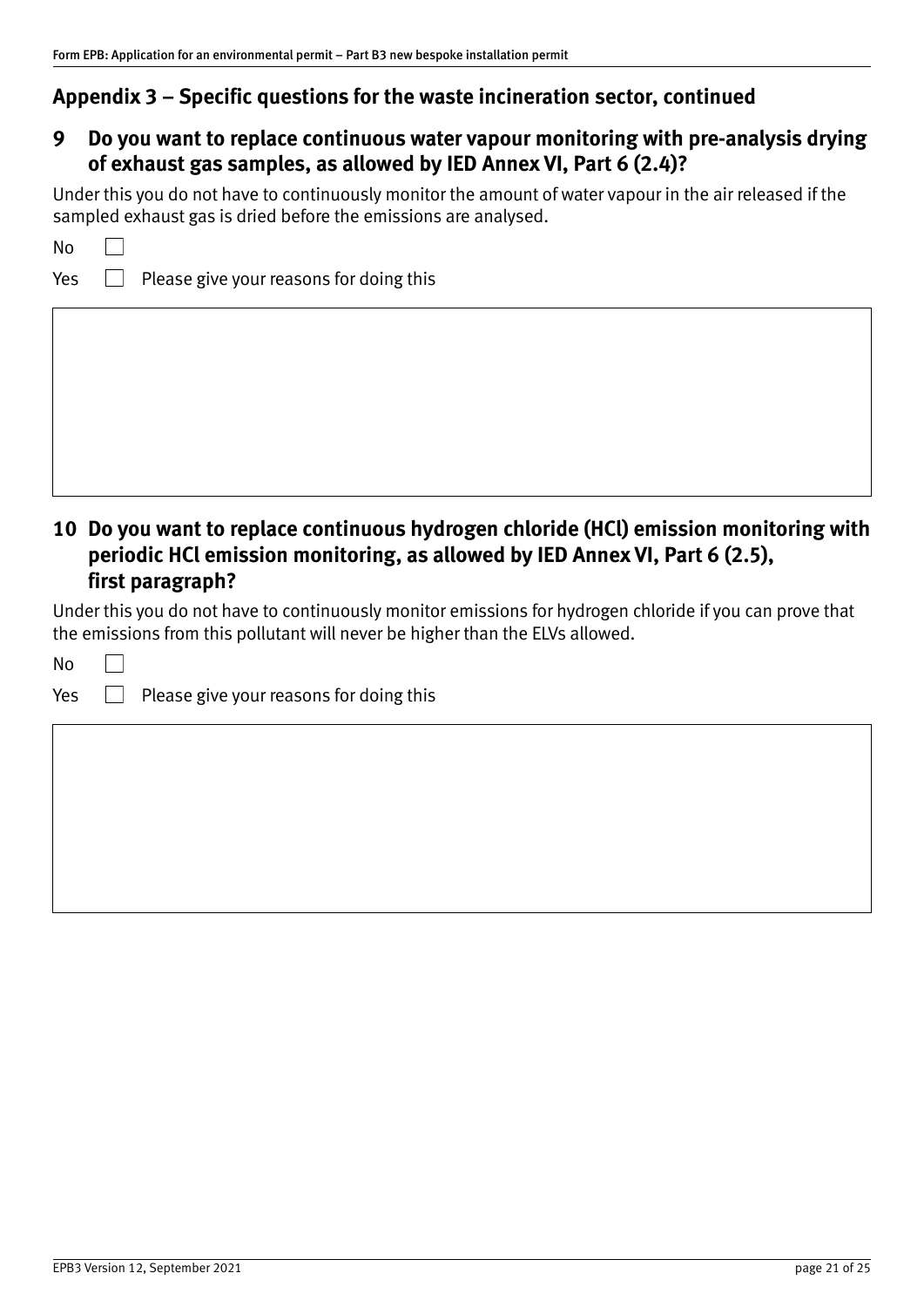## Appendix 3 – Specific questions for the waste incineration sector, continued

### 9 Do you want to replace continuous water vapour monitoring with pre-analysis drying of exhaust gas samples, as allowed by IED Annex VI, Part 6 (2.4)?

Under this you do not have to continuously monitor the amount of water vapour in the air released if the sampled exhaust gas is dried before the emissions are analysed.

No ☐

Yes ☐ Please give your reasons for doing this

### 10 Do you want to replace continuous hydrogen chloride (HCl) emission monitoring with periodic HCl emission monitoring, as allowed by IED Annex VI, Part 6 (2.5), first paragraph?

Under this you do not have to continuously monitor emissions for hydrogen chloride if you can prove that the emissions from this pollutant will never be higher than the ELVs allowed.

No ☐

Yes ☐ Please give your reasons for doing this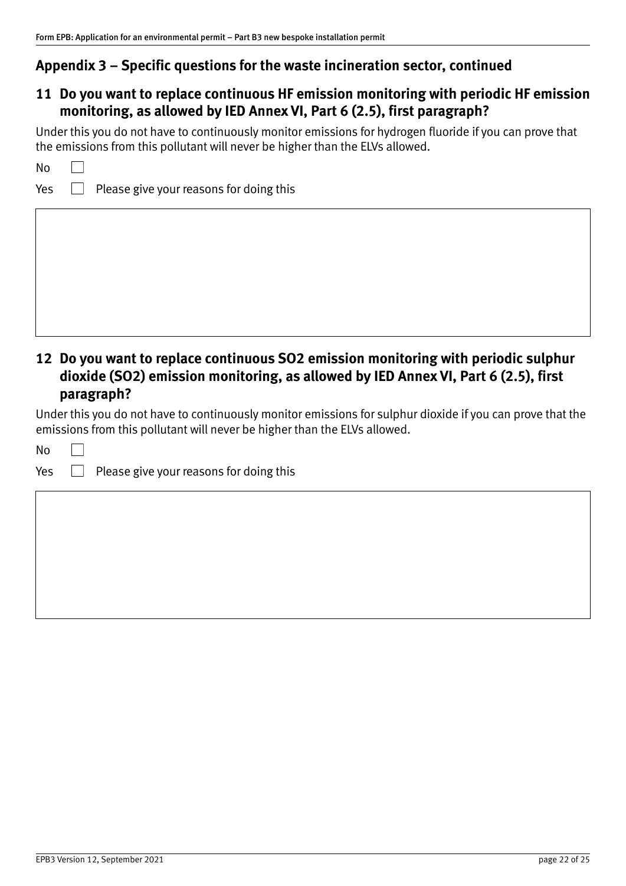## Appendix 3 – Specific questions for the waste incineration sector, continued

### 11 Do you want to replace continuous HF emission monitoring with periodic HF emission monitoring, as allowed by IED Annex VI, Part 6 (2.5), first paragraph?

Under this you do not have to continuously monitor emissions for hydrogen fluoride if you can prove that the emissions from this pollutant will never be higher than the ELVs allowed.

No ☐

Yes ☐ Please give your reasons for doing this

### 12 Do you want to replace continuous SO2 emission monitoring with periodic sulphur dioxide (SO2) emission monitoring, as allowed by IED Annex VI, Part 6 (2.5), first paragraph?

Under this you do not have to continuously monitor emissions for sulphur dioxide if you can prove that the emissions from this pollutant will never be higher than the ELVs allowed.

No ☐

Yes ☐ Please give your reasons for doing this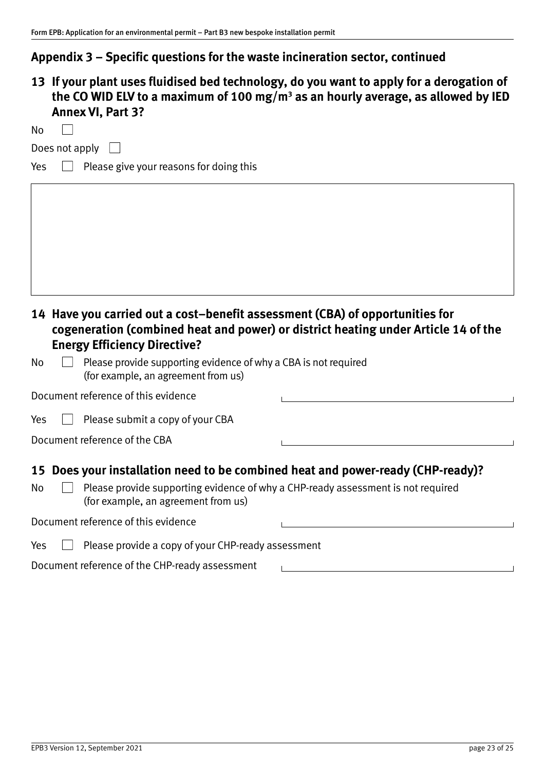## Appendix 3 – Specific questions for the waste incineration sector, continued

### 13 If your plant uses fluidised bed technology, do you want to apply for a derogation of the CO WID ELV to a maximum of 100 mg/m³ as an hourly average, as allowed by IED Annex VI, Part 3?

No ☐

Does not apply ☐

Yes ☐ Please give your reasons for doing this

### 14 Have you carried out a cost–benefit assessment (CBA) of opportunities for cogeneration (combined heat and power) or district heating under Article 14 of the Energy Efficiency Directive?

No ☐ Please provide supporting evidence of why a CBA is not required (for example, an agreement from us)

Document reference of this evidence

Yes ☐ Please submit a copy of your CBA

Document reference of the CBA

### 15 Does your installation need to be combined heat and power-ready (CHP-ready)?

No ☐ Please provide supporting evidence of why a CHP-ready assessment is not required (for example, an agreement from us)

Document reference of this evidence

Yes ☐ Please provide a copy of your CHP-ready assessment

Document reference of the CHP-ready assessment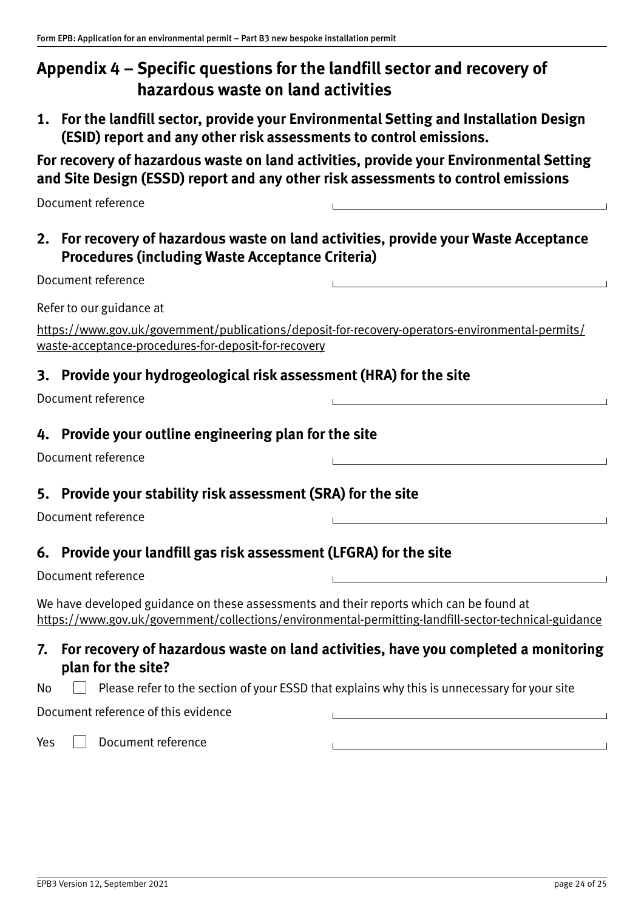## Appendix 4 – Specific questions for the landfill sector and recovery of hazardous waste on land activities

### 1. For the landfill sector, provide your Environmental Setting and Installation Design (ESID) report and any other risk assessments to control emissions.

**For recovery of hazardous waste on land activities, provide your Environmental Setting and Site Design (ESSD) report and any other risk assessments to control emissions**

Document reference

### 2. For recovery of hazardous waste on land activities, provide your Waste Acceptance Procedures (including Waste Acceptance Criteria)

Document reference

Refer to our guidance at

https://www.gov.uk/government/publications/deposit-for-recovery-operators-environmental-permits/waste-acceptance-procedures-for-deposit-for-recovery

### 3. Provide your hydrogeological risk assessment (HRA) for the site

Document reference

### 4. Provide your outline engineering plan for the site

Document reference

### 5. Provide your stability risk assessment (SRA) for the site

Document reference

### 6. Provide your landfill gas risk assessment (LFGRA) for the site

Document reference

We have developed guidance on these assessments and their reports which can be found at https://www.gov.uk/government/collections/environmental-permitting-landfill-sector-technical-guidance

### 7. For recovery of hazardous waste on land activities, have you completed a monitoring plan for the site?

No ☐ Please refer to the section of your ESSD that explains why this is unnecessary for your site

Document reference of this evidence

Yes ☐ Document reference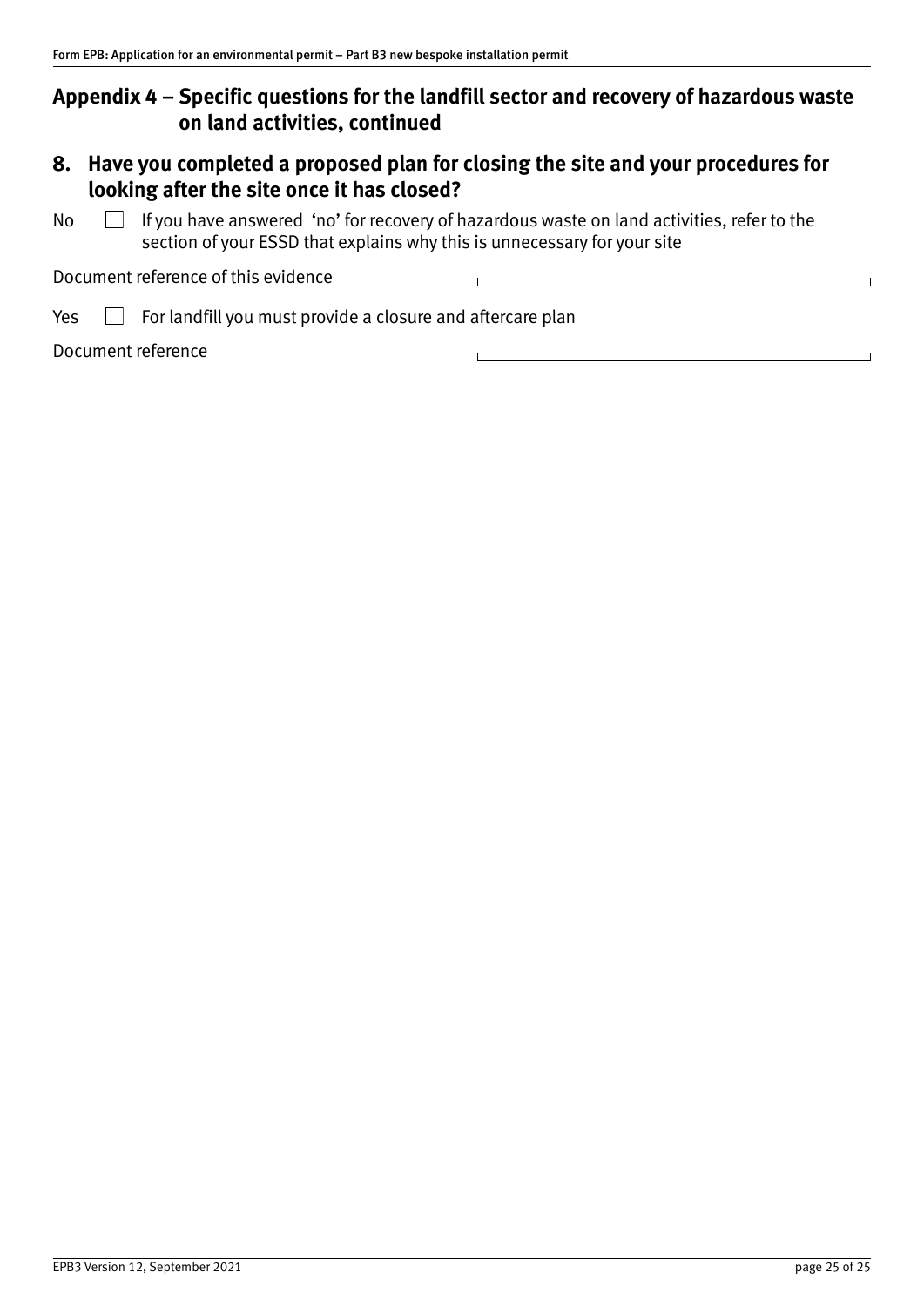## Appendix 4 – Specific questions for the landfill sector and recovery of hazardous waste on land activities, continued

## 8. Have you completed a proposed plan for closing the site and your procedures for looking after the site once it has closed?

No ☐ If you have answered 'no' for recovery of hazardous waste on land activities, refer to the section of your ESSD that explains why this is unnecessary for your site

Document reference of this evidence ______________________

Yes ☐ For landfill you must provide a closure and aftercare plan

Document reference ______________________